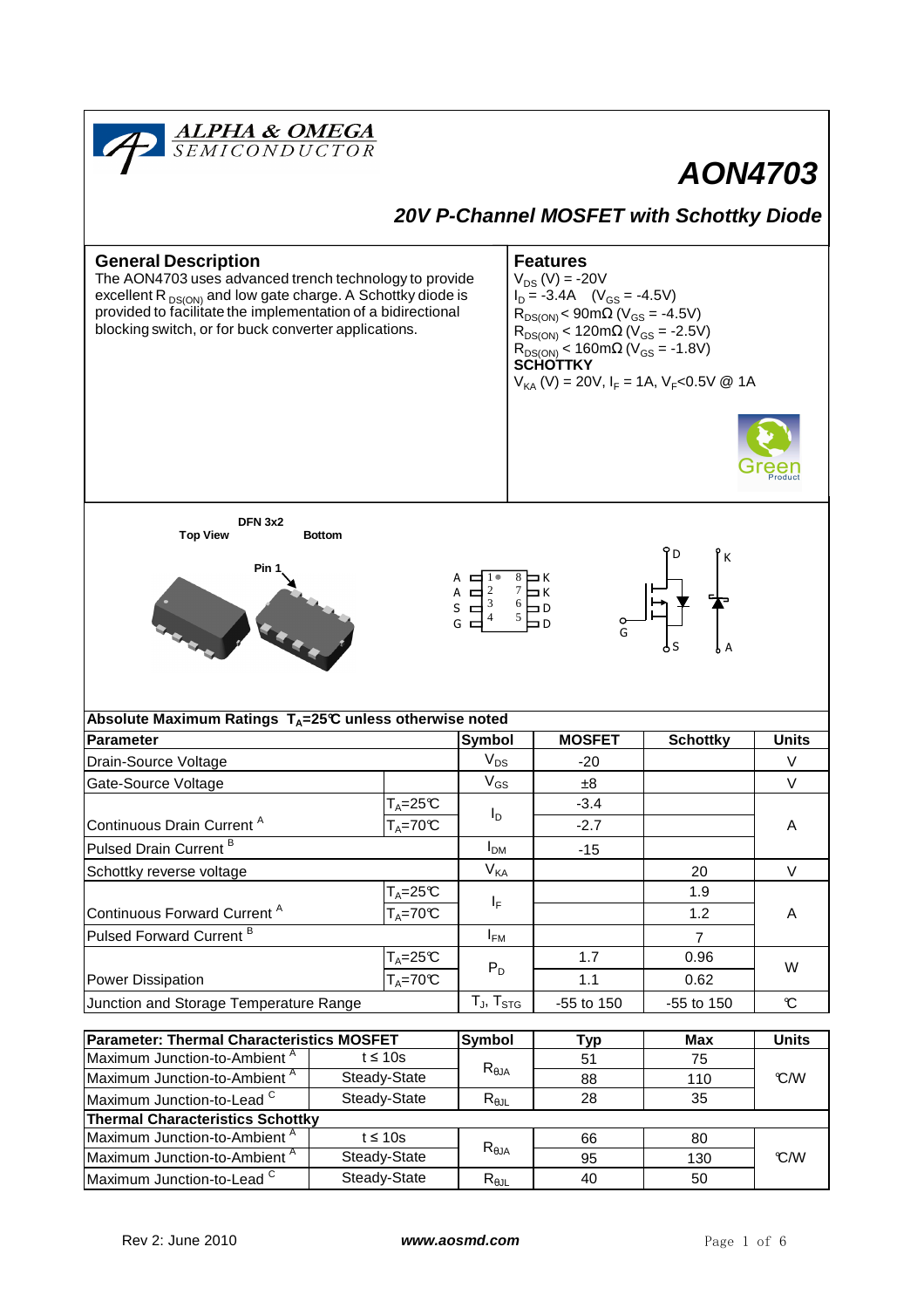ALPHA & OMEGA SEMICONDUCTOR

# AON4703

## *20V P-Channel MOSFET with Schottky Diode*

### General Description

The AON4703 uses advanced trench technology to provide excellent $R_{DS(ON)}$ and low gate charge. A Schottky diode is provided to facilitate the implementation of a bidirectional blocking switch, or for buck converter applications.

### Features

$V_{DS}$ (V) = -20V
$I_D$ = -3.4A ($V_{GS}$ = -4.5V)
$R_{DS(ON)}$ < 90mΩ ($V_{GS}$ = -4.5V)
$R_{DS(ON)}$ < 120mΩ ($V_{GS}$ = -2.5V)
$R_{DS(ON)}$ < 160mΩ ($V_{GS}$ = -1.8V)

**SCHOTTKY**
$V_{KA}$ (V) = 20V, $I_F$ = 1A, $V_F$<0.5V @ 1A

Green Product

DFN 3x2

Top View    Bottom

Pin 1

A 1 8 K
A 2 7 K
S 3 6 D
G 4 5 D

D, K, G, S, A

| Absolute Maximum Ratings $T_A$=25°C unless otherwise noted | | | | | |
|---|---|---|---|---|---|
| **Parameter** | | **Symbol** | **MOSFET** | **Schottky** | **Units** |
| Drain-Source Voltage | | $V_{DS}$ | -20 | | V |
| Gate-Source Voltage | | $V_{GS}$ | ±8 | | V |
| Continuous Drain Current [A] | $T_A$=25°C | $I_D$ | -3.4 | | A |
| | $T_A$=70°C | | -2.7 | | |
| Pulsed Drain Current [B] | | $I_{DM}$ | -15 | | |
| Schottky reverse voltage | | $V_{KA}$ | | 20 | V |
| Continuous Forward Current [A] | $T_A$=25°C | $I_F$ | | 1.9 | A |
| | $T_A$=70°C | | | 1.2 | |
| Pulsed Forward Current [B] | | $I_{FM}$ | | 7 | |
| Power Dissipation | $T_A$=25°C | $P_D$ | 1.7 | 0.96 | W |
| | $T_A$=70°C | | 1.1 | 0.62 | |
| Junction and Storage Temperature Range | | $T_J$, $T_{STG}$ | -55 to 150 | -55 to 150 | °C |

| Parameter: Thermal Characteristics MOSFET | | Symbol | Typ | Max | Units |
|---|---|---|---|---|---|
| Maximum Junction-to-Ambient [A] | t ≤ 10s | $R_{\theta JA}$ | 51 | 75 | °C/W |
| Maximum Junction-to-Ambient [A] | Steady-State | | 88 | 110 | |
| Maximum Junction-to-Lead [C] | Steady-State | $R_{\theta JL}$ | 28 | 35 | |
| **Thermal Characteristics Schottky** | | | | | |
| Maximum Junction-to-Ambient [A] | t ≤ 10s | $R_{\theta JA}$ | 66 | 80 | °C/W |
| Maximum Junction-to-Ambient [A] | Steady-State | | 95 | 130 | |
| Maximum Junction-to-Lead [C] | Steady-State | $R_{\theta JL}$ | 40 | 50 | |

Rev 2: June 2010    www.aosmd.com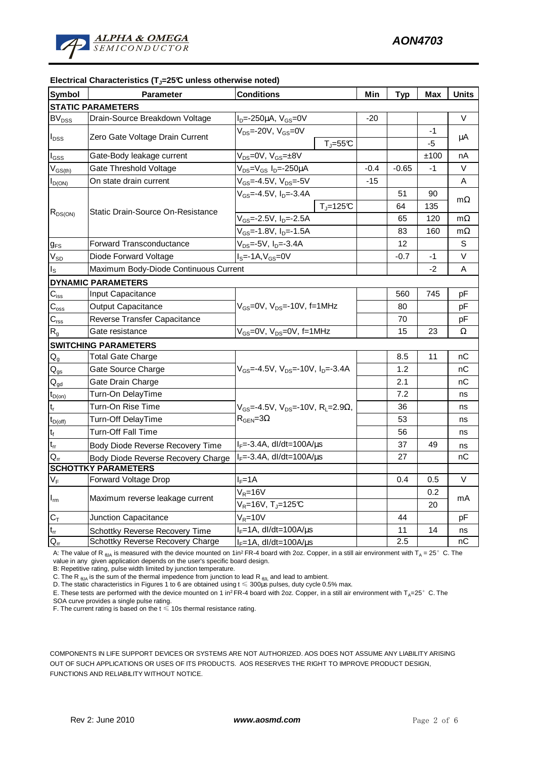**Electrical Characteristics ($T_J$=25°C unless otherwise noted)**

| Symbol | Parameter | Conditions | | Min | Typ | Max | Units |
|---|---|---|---|---|---|---|---|
| **STATIC PARAMETERS** | | | | | | | |
| $BV_{DSS}$ | Drain-Source Breakdown Voltage | $I_D$=-250µA, $V_{GS}$=0V | | -20 | | | V |
| $I_{DSS}$ | Zero Gate Voltage Drain Current | $V_{DS}$=-20V, $V_{GS}$=0V | | | | -1 | µA |
| | | | $T_J$=55°C | | | -5 | |
| $I_{GSS}$ | Gate-Body leakage current | $V_{DS}$=0V, $V_{GS}$=±8V | | | | ±100 | nA |
| $V_{GS(th)}$ | Gate Threshold Voltage | $V_{DS}$=$V_{GS}$ $I_D$=-250µA | | -0.4 | -0.65 | -1 | V |
| $I_{D(ON)}$ | On state drain current | $V_{GS}$=-4.5V, $V_{DS}$=-5V | | -15 | | | A |
| $R_{DS(ON)}$ | Static Drain-Source On-Resistance | $V_{GS}$=-4.5V, $I_D$=-3.4A | | | 51 | 90 | mΩ |
| | | | $T_J$=125°C | | 64 | 135 | |
| | | $V_{GS}$=-2.5V, $I_D$=-2.5A | | | 65 | 120 | mΩ |
| | | $V_{GS}$=-1.8V, $I_D$=-1.5A | | | 83 | 160 | mΩ |
| $g_{FS}$ | Forward Transconductance | $V_{DS}$=-5V, $I_D$=-3.4A | | | 12 | | S |
| $V_{SD}$ | Diode Forward Voltage | $I_S$=-1A, $V_{GS}$=0V | | | -0.7 | -1 | V |
| $I_S$ | Maximum Body-Diode Continuous Current | | | | | -2 | A |
| **DYNAMIC PARAMETERS** | | | | | | | |
| $C_{iss}$ | Input Capacitance | $V_{GS}$=0V, $V_{DS}$=-10V, f=1MHz | | | 560 | 745 | pF |
| $C_{oss}$ | Output Capacitance | | | | 80 | | pF |
| $C_{rss}$ | Reverse Transfer Capacitance | | | | 70 | | pF |
| $R_g$ | Gate resistance | $V_{GS}$=0V, $V_{DS}$=0V, f=1MHz | | | 15 | 23 | Ω |
| **SWITCHING PARAMETERS** | | | | | | | |
| $Q_g$ | Total Gate Charge | $V_{GS}$=-4.5V, $V_{DS}$=-10V, $I_D$=-3.4A | | | 8.5 | 11 | nC |
| $Q_{gs}$ | Gate Source Charge | | | | 1.2 | | nC |
| $Q_{gd}$ | Gate Drain Charge | | | | 2.1 | | nC |
| $t_{D(on)}$ | Turn-On DelayTime | $V_{GS}$=-4.5V, $V_{DS}$=-10V, $R_L$=2.9Ω, $R_{GEN}$=3Ω | | | 7.2 | | ns |
| $t_r$ | Turn-On Rise Time | | | | 36 | | ns |
| $t_{D(off)}$ | Turn-Off DelayTime | | | | 53 | | ns |
| $t_f$ | Turn-Off Fall Time | | | | 56 | | ns |
| $t_{rr}$ | Body Diode Reverse Recovery Time | $I_F$=-3.4A, dI/dt=100A/µs | | | 37 | 49 | ns |
| $Q_{rr}$ | Body Diode Reverse Recovery Charge | $I_F$=-3.4A, dI/dt=100A/µs | | | 27 | | nC |
| **SCHOTTKY PARAMETERS** | | | | | | | |
| $V_F$ | Forward Voltage Drop | $I_F$=1A | | | 0.4 | 0.5 | V |
| $I_{rm}$ | Maximum reverse leakage current | $V_R$=16V | | | | 0.2 | mA |
| | | $V_R$=16V, $T_J$=125°C | | | | 20 | |
| $C_T$ | Junction Capacitance | $V_R$=10V | | | 44 | | pF |
| $t_{rr}$ | Schottky Reverse Recovery Time | $I_F$=1A, dI/dt=100A/µs | | | 11 | 14 | ns |
| $Q_{rr}$ | Schottky Reverse Recovery Charge | $I_F$=1A, dI/dt=100A/µs | | | 2.5 | | nC |

A: The value of $R_{\theta JA}$ is measured with the device mounted on 1in² FR-4 board with 2oz. Copper, in a still air environment with $T_A$ = 25° C. The value in any given application depends on the user's specific board design.
B: Repetitive rating, pulse width limited by junction temperature.
C. The $R_{\theta JA}$ is the sum of the thermal impedence from junction to lead $R_{\theta JL}$ and lead to ambient.
D. The static characteristics in Figures 1 to 6 are obtained using t ≤ 300µs pulses, duty cycle 0.5% max.
E. These tests are performed with the device mounted on 1 in² FR-4 board with 2oz. Copper, in a still air environment with $T_A$=25° C. The SOA curve provides a single pulse rating.
F. The current rating is based on the t ≤ 10s thermal resistance rating.

COMPONENTS IN LIFE SUPPORT DEVICES OR SYSTEMS ARE NOT AUTHORIZED. AOS DOES NOT ASSUME ANY LIABILITY ARISING OUT OF SUCH APPLICATIONS OR USES OF ITS PRODUCTS. AOS RESERVES THE RIGHT TO IMPROVE PRODUCT DESIGN, FUNCTIONS AND RELIABILITY WITHOUT NOTICE.

Rev 2: June 2010 **www.aosmd.com**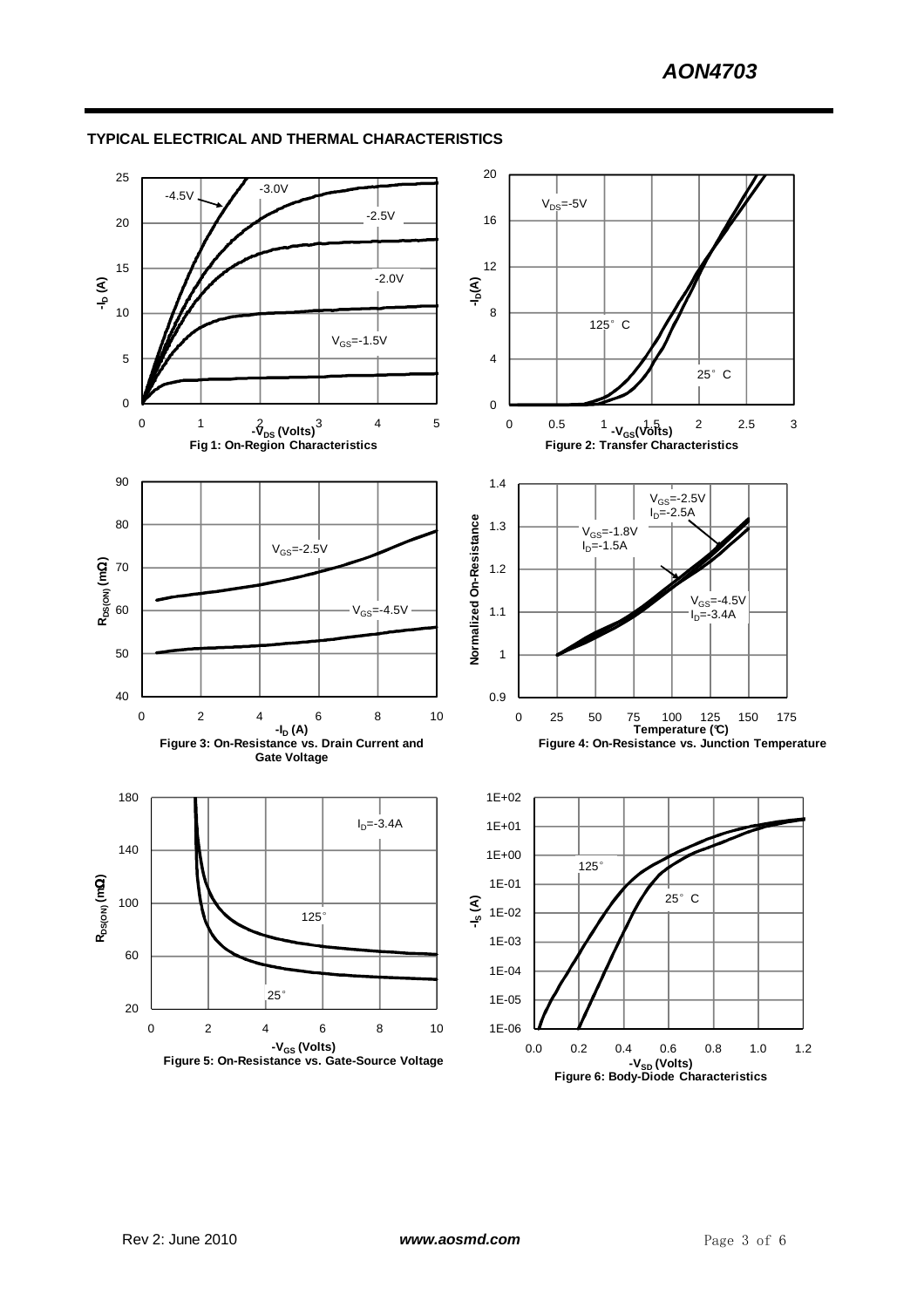## TYPICAL ELECTRICAL AND THERMAL CHARACTERISTICS

Fig 1: On-Region Characteristics

Figure 2: Transfer Characteristics

Figure 3: On-Resistance vs. Drain Current and Gate Voltage

Figure 4: On-Resistance vs. Junction Temperature

Figure 5: On-Resistance vs. Gate-Source Voltage

Figure 6: Body-Diode Characteristics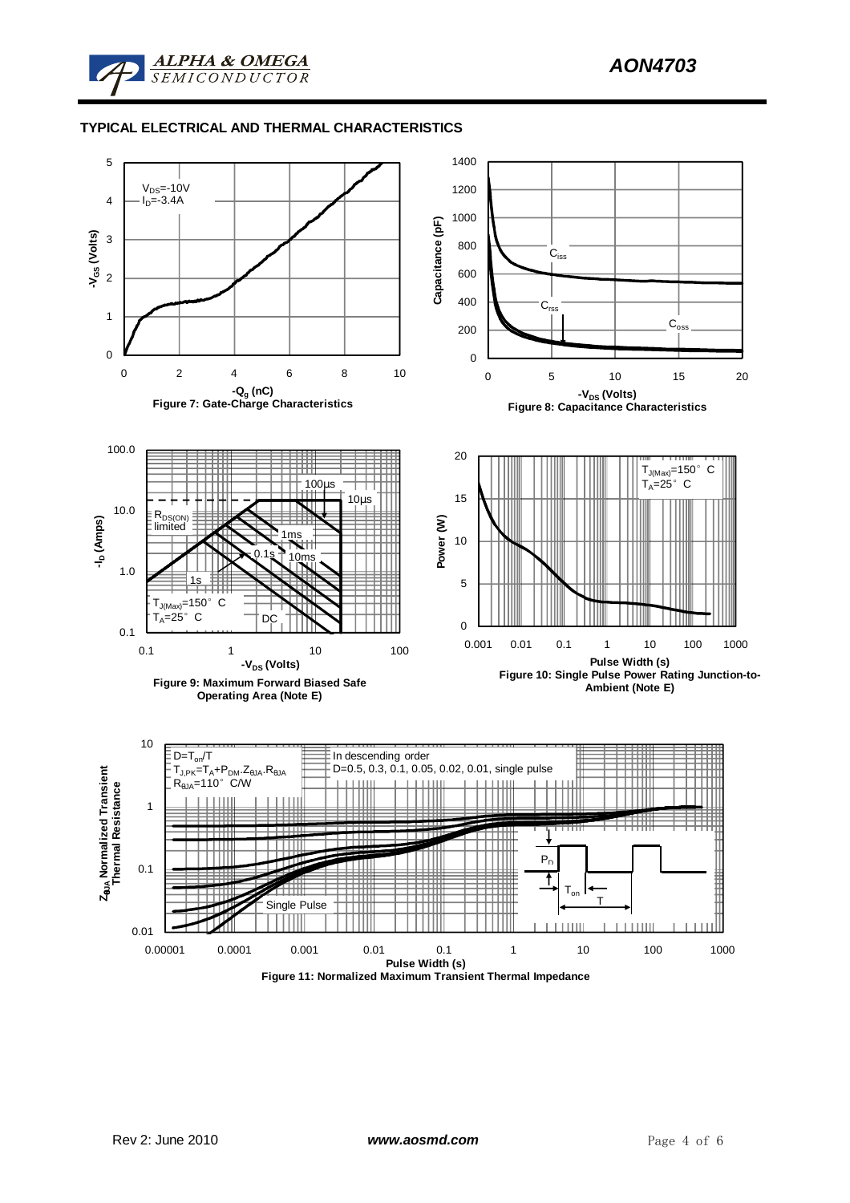## TYPICAL ELECTRICAL AND THERMAL CHARACTERISTICS

$V_{DS}$=-10V
$I_D$=-3.4A

$-V_{GS}$ (Volts)

$-Q_g$ (nC)

**Figure 7: Gate-Charge Characteristics**

Capacitance (pF)

$C_{iss}$

$C_{rss}$

$C_{oss}$

$-V_{DS}$ (Volts)

**Figure 8: Capacitance Characteristics**

$-I_D$ (Amps)

$R_{DS(ON)}$ limited

100µs

10µs

1ms

0.1s

10ms

1s

DC

$T_{J(Max)}$=150° C
$T_A$=25° C

$-V_{DS}$ (Volts)

**Figure 9: Maximum Forward Biased Safe Operating Area (Note E)**

Power (W)

$T_{J(Max)}$=150° C
$T_A$=25° C

Pulse Width (s)

**Figure 10: Single Pulse Power Rating Junction-to-Ambient (Note E)**

$Z_{\theta JA}$ Normalized Transient Thermal Resistance

D=$T_{on}$/T
$T_{J,PK}$=$T_A$+$P_{DM}$.$Z_{\theta JA}$.$R_{\theta JA}$
$R_{\theta JA}$=110° C/W

In descending order
D=0.5, 0.3, 0.1, 0.05, 0.02, 0.01, single pulse

Single Pulse

$P_D$

$T_{on}$

T

Pulse Width (s)

**Figure 11: Normalized Maximum Transient Thermal Impedance**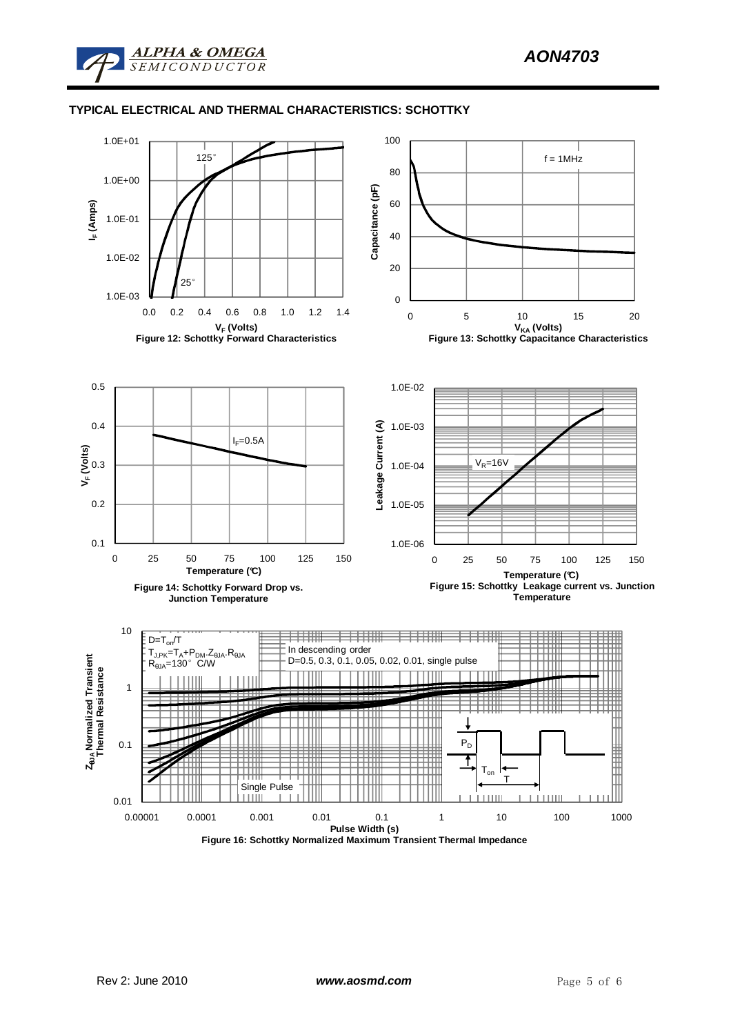## TYPICAL ELECTRICAL AND THERMAL CHARACTERISTICS: SCHOTTKY

Figure 12: Schottky Forward Characteristics

Figure 13: Schottky Capacitance Characteristics

Figure 14: Schottky Forward Drop vs. Junction Temperature

Figure 15: Schottky Leakage current vs. Junction Temperature

Figure 16: Schottky Normalized Maximum Transient Thermal Impedance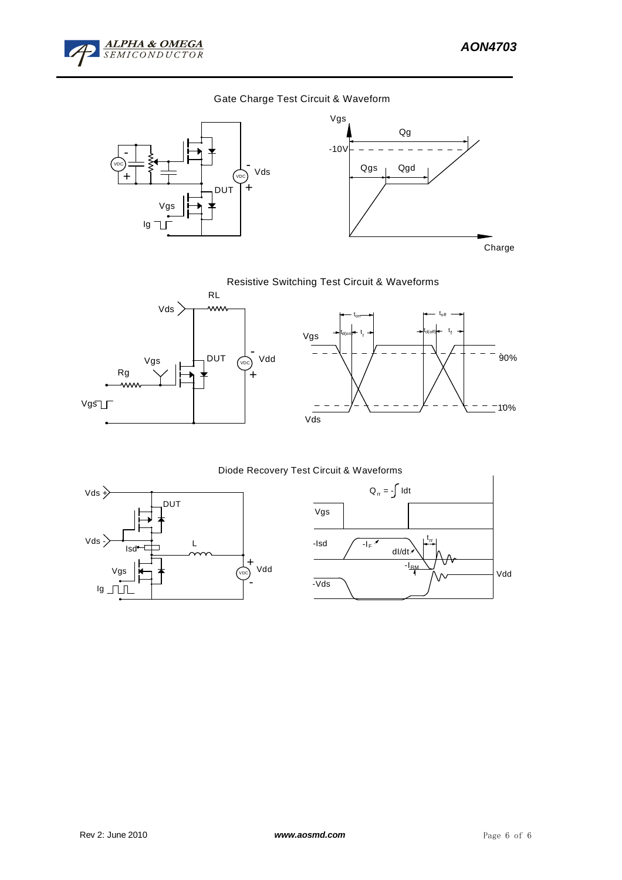## Gate Charge Test Circuit & Waveform

VDC
-
+
DUT
Vgs
Ig
VDC
-
Vds
+

Vgs
Qg
-10V
Qgs
Qgd
Charge

## Resistive Switching Test Circuit & Waveforms

RL
Vds
Vgs
Rg
Vgs
DUT
VDC
-
Vdd
+

$t_{on}$
$t_{d(on)}$
$t_r$
$t_{off}$
$t_{d(off)}$
$t_f$
Vgs
90%
10%
Vds

## Diode Recovery Test Circuit & Waveforms

Vds +
DUT
Vds -
Isd
L
Vgs
Ig
VDC
+
Vdd
-

$Q_{rr} = -\int Idt$
Vgs
-Isd
$-I_F$
dI/dt
$t_{rr}$
$-I_{RM}$
-Vds
Vdd